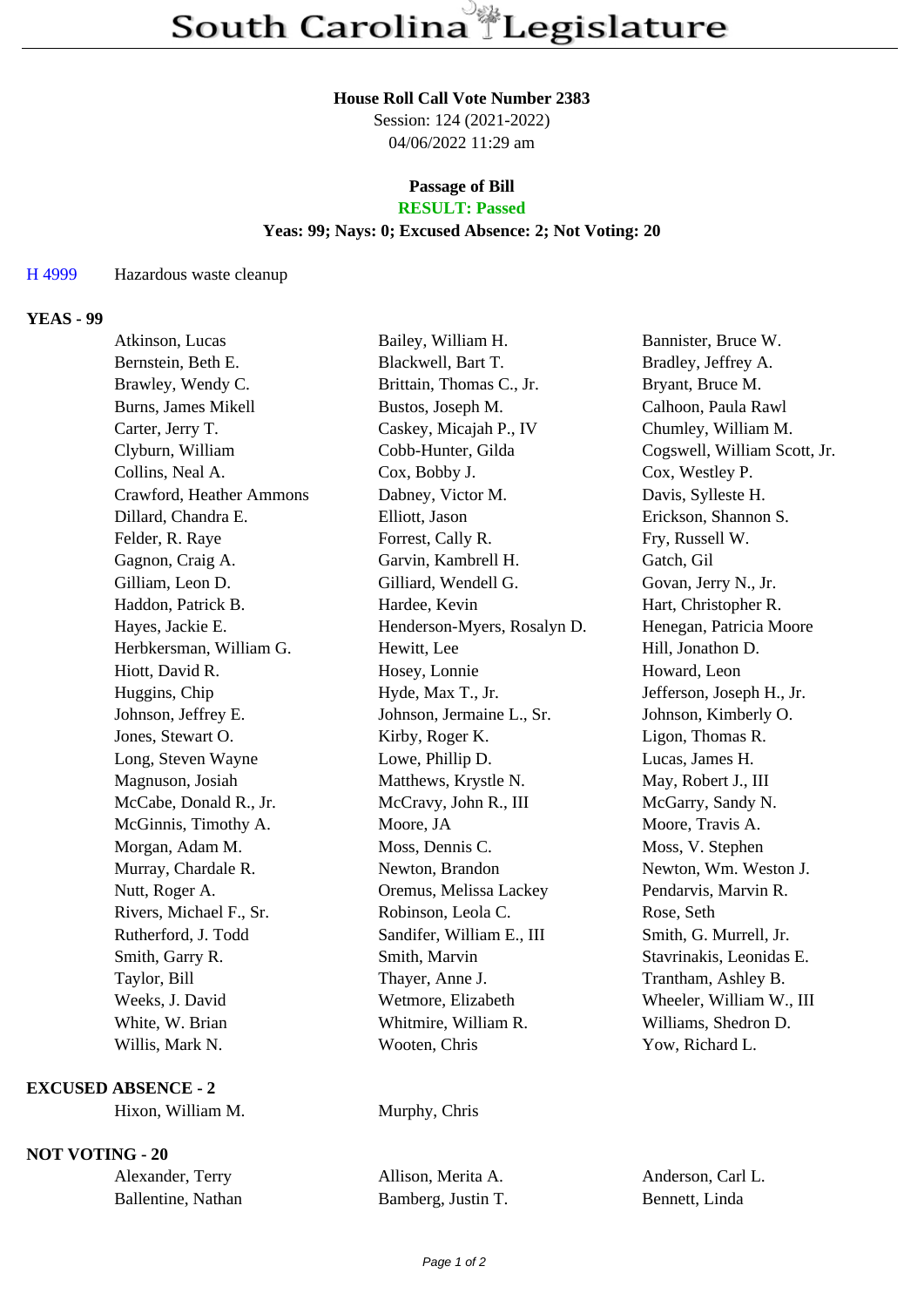# South Carolina Legislature

**House Roll Call Vote Number 2383**
Session: 124 (2021-2022)
04/06/2022 11:29 am

**Passage of Bill**
**RESULT: Passed**
**Yeas: 99; Nays: 0; Excused Absence: 2; Not Voting: 20**

H 4999 Hazardous waste cleanup

## YEAS - 99

| | | |
|---|---|---|
| Atkinson, Lucas | Bailey, William H. | Bannister, Bruce W. |
| Bernstein, Beth E. | Blackwell, Bart T. | Bradley, Jeffrey A. |
| Brawley, Wendy C. | Brittain, Thomas C., Jr. | Bryant, Bruce M. |
| Burns, James Mikell | Bustos, Joseph M. | Calhoon, Paula Rawl |
| Carter, Jerry T. | Caskey, Micajah P., IV | Chumley, William M. |
| Clyburn, William | Cobb-Hunter, Gilda | Cogswell, William Scott, Jr. |
| Collins, Neal A. | Cox, Bobby J. | Cox, Westley P. |
| Crawford, Heather Ammons | Dabney, Victor M. | Davis, Sylleste H. |
| Dillard, Chandra E. | Elliott, Jason | Erickson, Shannon S. |
| Felder, R. Raye | Forrest, Cally R. | Fry, Russell W. |
| Gagnon, Craig A. | Garvin, Kambrell H. | Gatch, Gil |
| Gilliam, Leon D. | Gilliard, Wendell G. | Govan, Jerry N., Jr. |
| Haddon, Patrick B. | Hardee, Kevin | Hart, Christopher R. |
| Hayes, Jackie E. | Henderson-Myers, Rosalyn D. | Henegan, Patricia Moore |
| Herbkersman, William G. | Hewitt, Lee | Hill, Jonathon D. |
| Hiott, David R. | Hosey, Lonnie | Howard, Leon |
| Huggins, Chip | Hyde, Max T., Jr. | Jefferson, Joseph H., Jr. |
| Johnson, Jeffrey E. | Johnson, Jermaine L., Sr. | Johnson, Kimberly O. |
| Jones, Stewart O. | Kirby, Roger K. | Ligon, Thomas R. |
| Long, Steven Wayne | Lowe, Phillip D. | Lucas, James H. |
| Magnuson, Josiah | Matthews, Krystle N. | May, Robert J., III |
| McCabe, Donald R., Jr. | McCravy, John R., III | McGarry, Sandy N. |
| McGinnis, Timothy A. | Moore, JA | Moore, Travis A. |
| Morgan, Adam M. | Moss, Dennis C. | Moss, V. Stephen |
| Murray, Chardale R. | Newton, Brandon | Newton, Wm. Weston J. |
| Nutt, Roger A. | Oremus, Melissa Lackey | Pendarvis, Marvin R. |
| Rivers, Michael F., Sr. | Robinson, Leola C. | Rose, Seth |
| Rutherford, J. Todd | Sandifer, William E., III | Smith, G. Murrell, Jr. |
| Smith, Garry R. | Smith, Marvin | Stavrinakis, Leonidas E. |
| Taylor, Bill | Thayer, Anne J. | Trantham, Ashley B. |
| Weeks, J. David | Wetmore, Elizabeth | Wheeler, William W., III |
| White, W. Brian | Whitmire, William R. | Williams, Shedron D. |
| Willis, Mark N. | Wooten, Chris | Yow, Richard L. |

## EXCUSED ABSENCE - 2

| | |
|---|---|
| Hixon, William M. | Murphy, Chris |

## NOT VOTING - 20

| | | |
|---|---|---|
| Alexander, Terry | Allison, Merita A. | Anderson, Carl L. |
| Ballentine, Nathan | Bamberg, Justin T. | Bennett, Linda |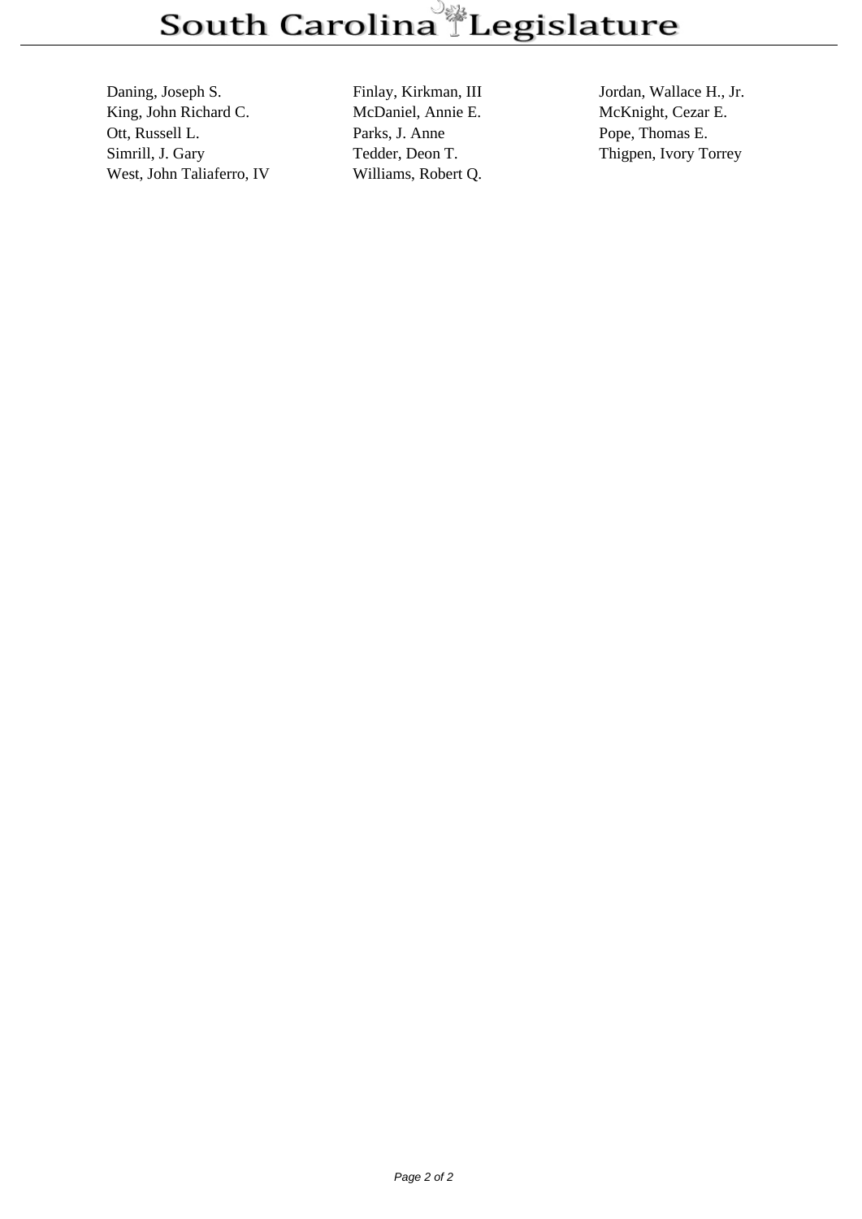Daning, Joseph S.
Finlay, Kirkman, III
Jordan, Wallace H., Jr.
King, John Richard C.
McDaniel, Annie E.
McKnight, Cezar E.
Ott, Russell L.
Parks, J. Anne
Pope, Thomas E.
Simrill, J. Gary
Tedder, Deon T.
Thigpen, Ivory Torrey
West, John Taliaferro, IV
Williams, Robert Q.